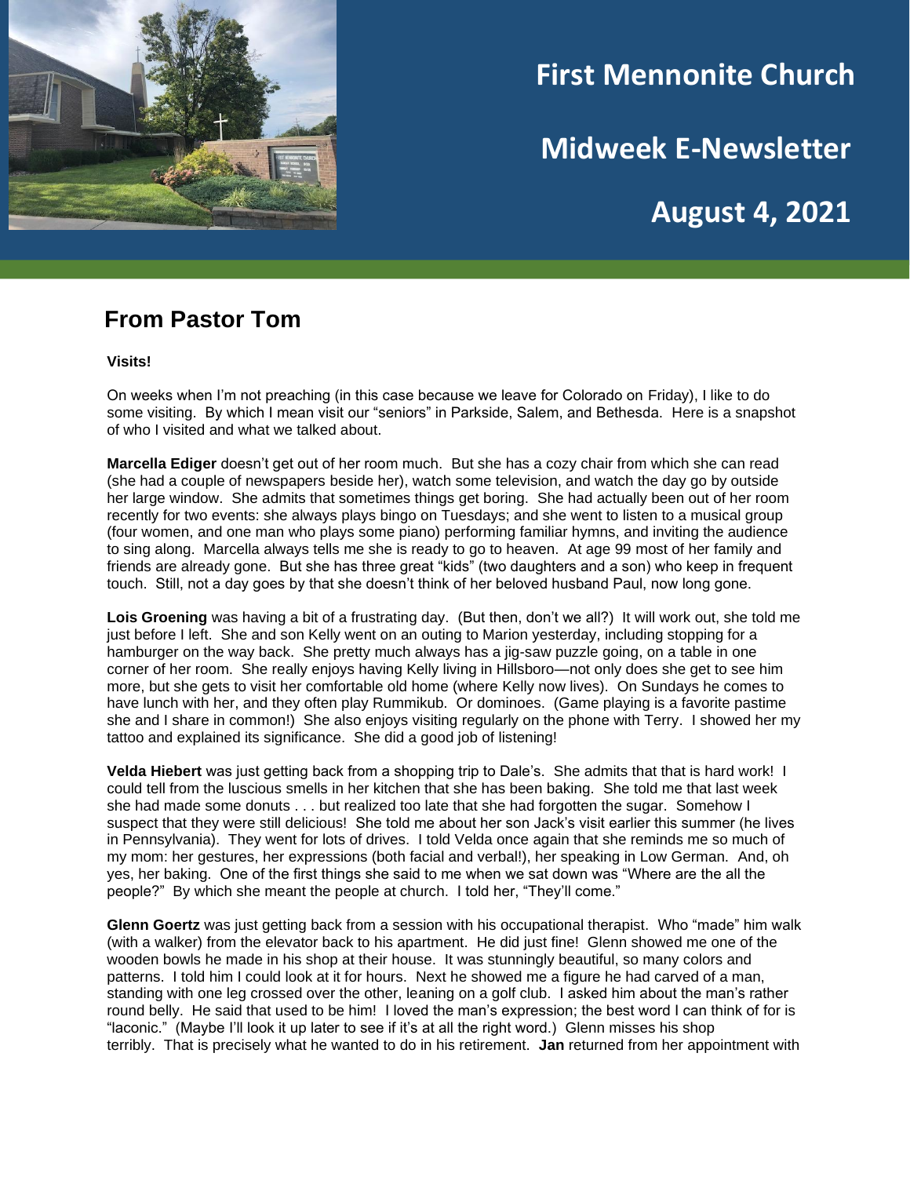# First Mennonite Church

## Midweek E-Newsletter

## August 4, 2021

## From Pastor Tom

**Visits!**

On weeks when I'm not preaching (in this case because we leave for Colorado on Friday), I like to do some visiting. By which I mean visit our "seniors" in Parkside, Salem, and Bethesda. Here is a snapshot of who I visited and what we talked about.

**Marcella Ediger** doesn't get out of her room much. But she has a cozy chair from which she can read (she had a couple of newspapers beside her), watch some television, and watch the day go by outside her large window. She admits that sometimes things get boring. She had actually been out of her room recently for two events: she always plays bingo on Tuesdays; and she went to listen to a musical group (four women, and one man who plays some piano) performing familiar hymns, and inviting the audience to sing along. Marcella always tells me she is ready to go to heaven. At age 99 most of her family and friends are already gone. But she has three great "kids" (two daughters and a son) who keep in frequent touch. Still, not a day goes by that she doesn't think of her beloved husband Paul, now long gone.

**Lois Groening** was having a bit of a frustrating day. (But then, don't we all?) It will work out, she told me just before I left. She and son Kelly went on an outing to Marion yesterday, including stopping for a hamburger on the way back. She pretty much always has a jig-saw puzzle going, on a table in one corner of her room. She really enjoys having Kelly living in Hillsboro—not only does she get to see him more, but she gets to visit her comfortable old home (where Kelly now lives). On Sundays he comes to have lunch with her, and they often play Rummikub. Or dominoes. (Game playing is a favorite pastime she and I share in common!) She also enjoys visiting regularly on the phone with Terry. I showed her my tattoo and explained its significance. She did a good job of listening!

**Velda Hiebert** was just getting back from a shopping trip to Dale's. She admits that that is hard work! I could tell from the luscious smells in her kitchen that she has been baking. She told me that last week she had made some donuts . . . but realized too late that she had forgotten the sugar. Somehow I suspect that they were still delicious! She told me about her son Jack's visit earlier this summer (he lives in Pennsylvania). They went for lots of drives. I told Velda once again that she reminds me so much of my mom: her gestures, her expressions (both facial and verbal!), her speaking in Low German. And, oh yes, her baking. One of the first things she said to me when we sat down was "Where are the all the people?" By which she meant the people at church. I told her, "They'll come."

**Glenn Goertz** was just getting back from a session with his occupational therapist. Who "made" him walk (with a walker) from the elevator back to his apartment. He did just fine! Glenn showed me one of the wooden bowls he made in his shop at their house. It was stunningly beautiful, so many colors and patterns. I told him I could look at it for hours. Next he showed me a figure he had carved of a man, standing with one leg crossed over the other, leaning on a golf club. I asked him about the man's rather round belly. He said that used to be him! I loved the man's expression; the best word I can think of for is "laconic." (Maybe I'll look it up later to see if it's at all the right word.) Glenn misses his shop terribly. That is precisely what he wanted to do in his retirement. **Jan** returned from her appointment with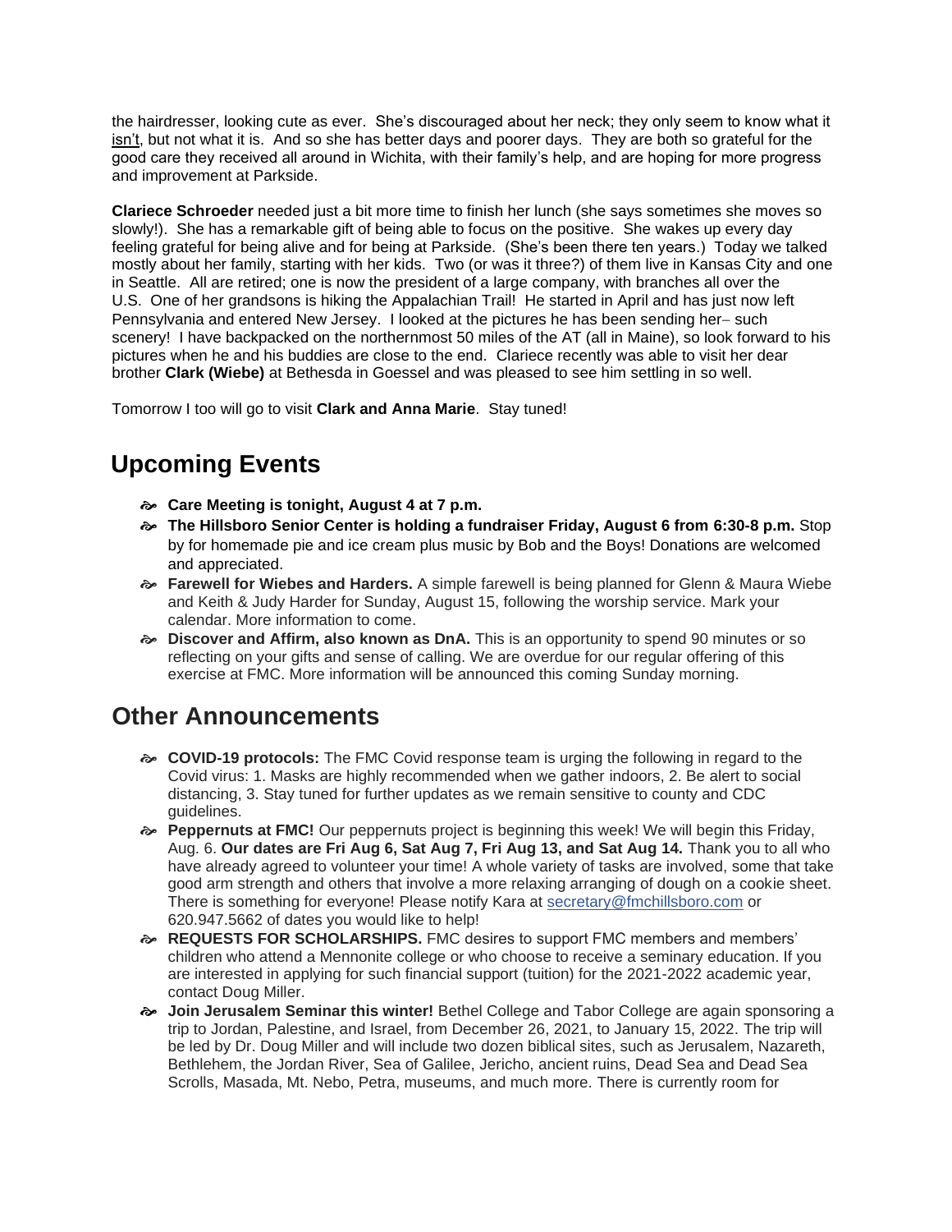the hairdresser, looking cute as ever. She's discouraged about her neck; they only seem to know what it isn't, but not what it is. And so she has better days and poorer days. They are both so grateful for the good care they received all around in Wichita, with their family's help, and are hoping for more progress and improvement at Parkside.

**Clariece Schroeder** needed just a bit more time to finish her lunch (she says sometimes she moves so slowly!). She has a remarkable gift of being able to focus on the positive. She wakes up every day feeling grateful for being alive and for being at Parkside. (She's been there ten years.) Today we talked mostly about her family, starting with her kids. Two (or was it three?) of them live in Kansas City and one in Seattle. All are retired; one is now the president of a large company, with branches all over the U.S. One of her grandsons is hiking the Appalachian Trail! He started in April and has just now left Pennsylvania and entered New Jersey. I looked at the pictures he has been sending her– such scenery! I have backpacked on the northernmost 50 miles of the AT (all in Maine), so look forward to his pictures when he and his buddies are close to the end. Clariece recently was able to visit her dear brother **Clark (Wiebe)** at Bethesda in Goessel and was pleased to see him settling in so well.

Tomorrow I too will go to visit **Clark and Anna Marie**. Stay tuned!

## Upcoming Events

- **Care Meeting is tonight, August 4 at 7 p.m.**
- **The Hillsboro Senior Center is holding a fundraiser Friday, August 6 from 6:30-8 p.m.** Stop by for homemade pie and ice cream plus music by Bob and the Boys! Donations are welcomed and appreciated.
- **Farewell for Wiebes and Harders.** A simple farewell is being planned for Glenn & Maura Wiebe and Keith & Judy Harder for Sunday, August 15, following the worship service. Mark your calendar. More information to come.
- **Discover and Affirm, also known as DnA.** This is an opportunity to spend 90 minutes or so reflecting on your gifts and sense of calling. We are overdue for our regular offering of this exercise at FMC. More information will be announced this coming Sunday morning.

## Other Announcements

- **COVID-19 protocols:** The FMC Covid response team is urging the following in regard to the Covid virus: 1. Masks are highly recommended when we gather indoors, 2. Be alert to social distancing, 3. Stay tuned for further updates as we remain sensitive to county and CDC guidelines.
- **Peppernuts at FMC!** Our peppernuts project is beginning this week! We will begin this Friday, Aug. 6. **Our dates are Fri Aug 6, Sat Aug 7, Fri Aug 13, and Sat Aug 14.** Thank you to all who have already agreed to volunteer your time! A whole variety of tasks are involved, some that take good arm strength and others that involve a more relaxing arranging of dough on a cookie sheet. There is something for everyone! Please notify Kara at secretary@fmchillsboro.com or 620.947.5662 of dates you would like to help!
- **REQUESTS FOR SCHOLARSHIPS.** FMC desires to support FMC members and members' children who attend a Mennonite college or who choose to receive a seminary education. If you are interested in applying for such financial support (tuition) for the 2021-2022 academic year, contact Doug Miller.
- **Join Jerusalem Seminar this winter!** Bethel College and Tabor College are again sponsoring a trip to Jordan, Palestine, and Israel, from December 26, 2021, to January 15, 2022. The trip will be led by Dr. Doug Miller and will include two dozen biblical sites, such as Jerusalem, Nazareth, Bethlehem, the Jordan River, Sea of Galilee, Jericho, ancient ruins, Dead Sea and Dead Sea Scrolls, Masada, Mt. Nebo, Petra, museums, and much more. There is currently room for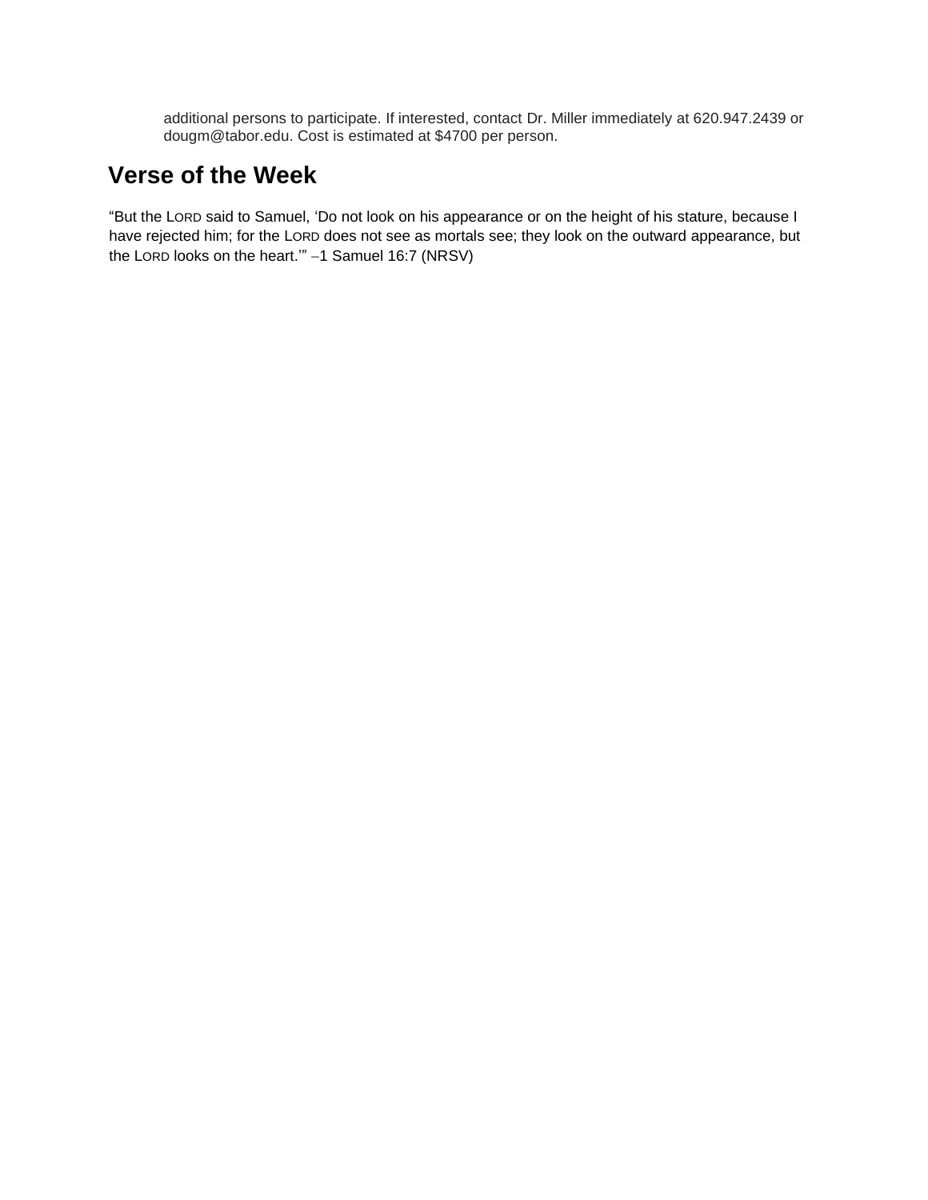additional persons to participate. If interested, contact Dr. Miller immediately at 620.947.2439 or dougm@tabor.edu. Cost is estimated at $4700 per person.

## Verse of the Week

"But the LORD said to Samuel, 'Do not look on his appearance or on the height of his stature, because I have rejected him; for the LORD does not see as mortals see; they look on the outward appearance, but the LORD looks on the heart.'" –1 Samuel 16:7 (NRSV)